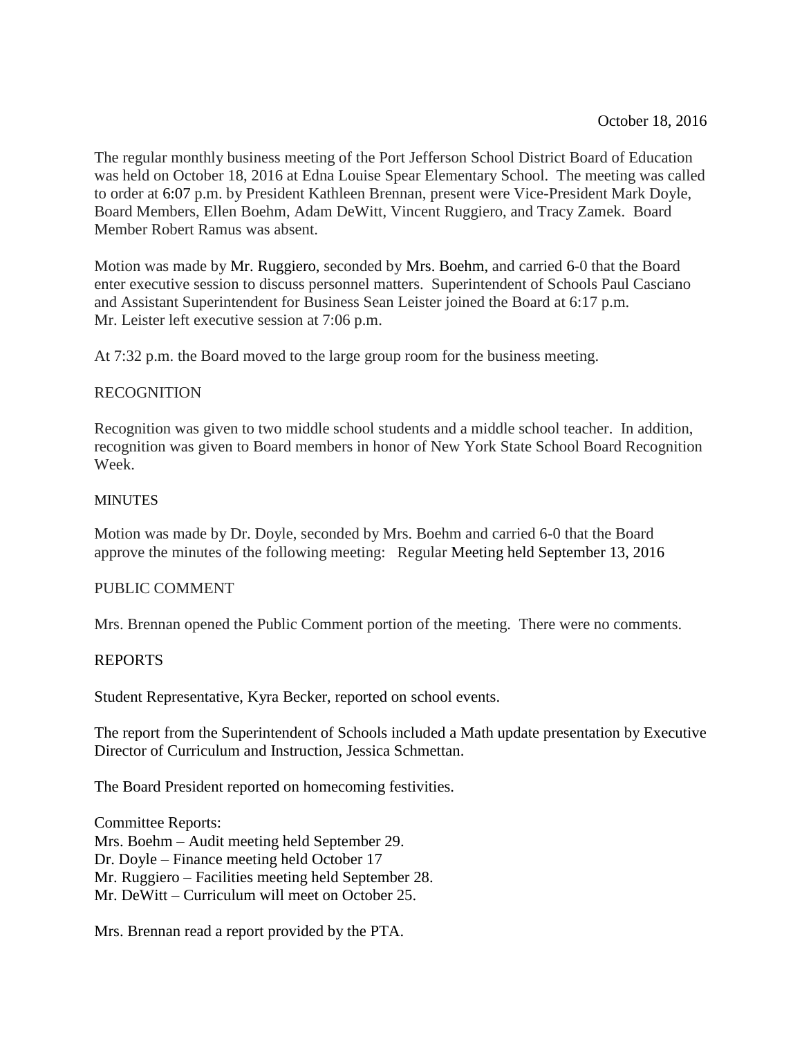October 18, 2016

The regular monthly business meeting of the Port Jefferson School District Board of Education was held on October 18, 2016 at Edna Louise Spear Elementary School. The meeting was called to order at 6:07 p.m. by President Kathleen Brennan, present were Vice-President Mark Doyle, Board Members, Ellen Boehm, Adam DeWitt, Vincent Ruggiero, and Tracy Zamek. Board Member Robert Ramus was absent.

Motion was made by Mr. Ruggiero, seconded by Mrs. Boehm, and carried 6-0 that the Board enter executive session to discuss personnel matters. Superintendent of Schools Paul Casciano and Assistant Superintendent for Business Sean Leister joined the Board at 6:17 p.m. Mr. Leister left executive session at 7:06 p.m.

At 7:32 p.m. the Board moved to the large group room for the business meeting.

## RECOGNITION

Recognition was given to two middle school students and a middle school teacher. In addition, recognition was given to Board members in honor of New York State School Board Recognition Week.

## MINUTES

Motion was made by Dr. Doyle, seconded by Mrs. Boehm and carried 6-0 that the Board approve the minutes of the following meeting: Regular Meeting held September 13, 2016

## PUBLIC COMMENT

Mrs. Brennan opened the Public Comment portion of the meeting. There were no comments.

## REPORTS

Student Representative, Kyra Becker, reported on school events.

The report from the Superintendent of Schools included a Math update presentation by Executive Director of Curriculum and Instruction, Jessica Schmettan.

The Board President reported on homecoming festivities.

Committee Reports:
Mrs. Boehm – Audit meeting held September 29.
Dr. Doyle – Finance meeting held October 17
Mr. Ruggiero – Facilities meeting held September 28.
Mr. DeWitt – Curriculum will meet on October 25.

Mrs. Brennan read a report provided by the PTA.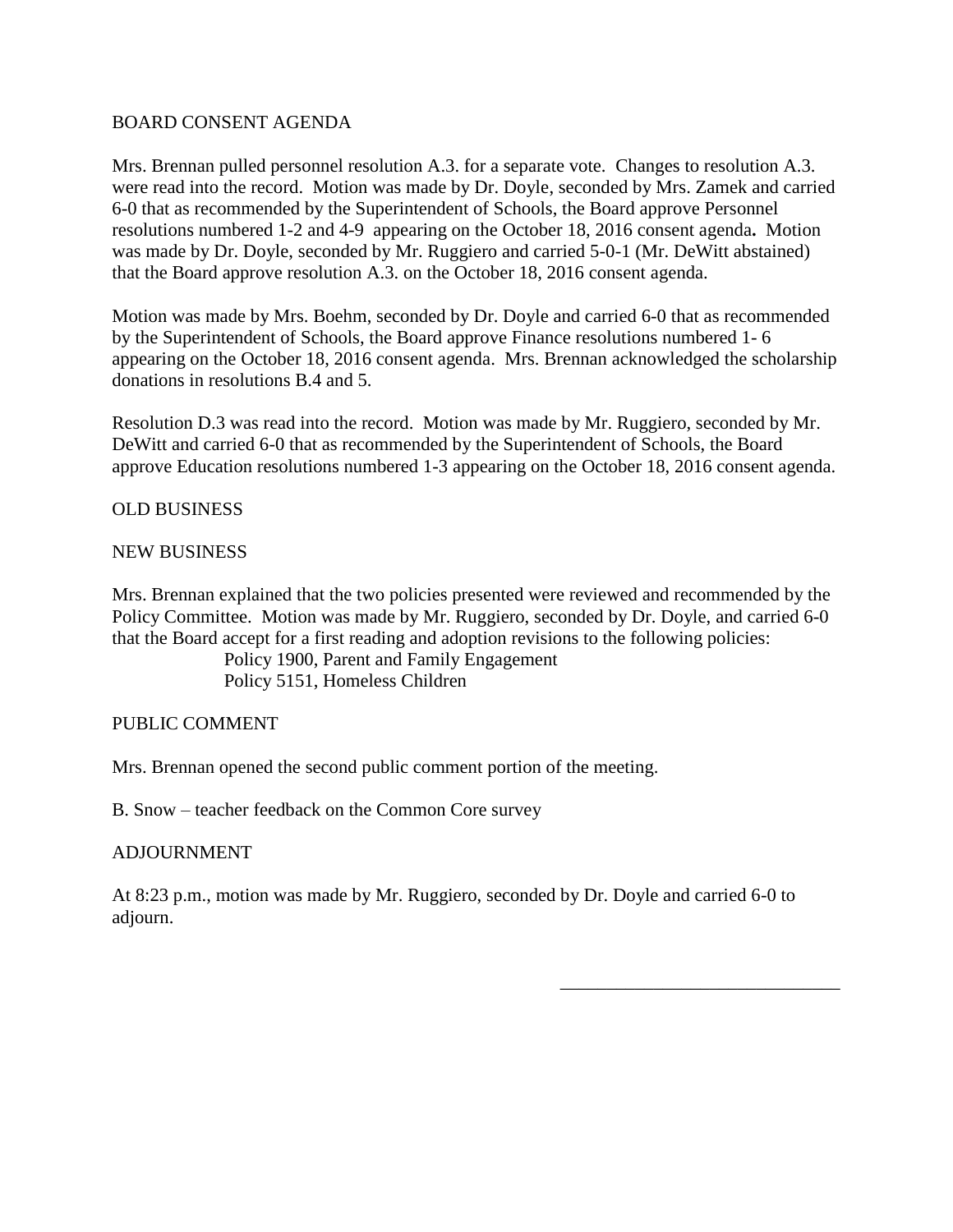## BOARD CONSENT AGENDA

Mrs. Brennan pulled personnel resolution A.3. for a separate vote. Changes to resolution A.3. were read into the record. Motion was made by Dr. Doyle, seconded by Mrs. Zamek and carried 6-0 that as recommended by the Superintendent of Schools, the Board approve Personnel resolutions numbered 1-2 and 4-9 appearing on the October 18, 2016 consent agenda**.** Motion was made by Dr. Doyle, seconded by Mr. Ruggiero and carried 5-0-1 (Mr. DeWitt abstained) that the Board approve resolution A.3. on the October 18, 2016 consent agenda.

Motion was made by Mrs. Boehm, seconded by Dr. Doyle and carried 6-0 that as recommended by the Superintendent of Schools, the Board approve Finance resolutions numbered 1- 6 appearing on the October 18, 2016 consent agenda. Mrs. Brennan acknowledged the scholarship donations in resolutions B.4 and 5.

Resolution D.3 was read into the record. Motion was made by Mr. Ruggiero, seconded by Mr. DeWitt and carried 6-0 that as recommended by the Superintendent of Schools, the Board approve Education resolutions numbered 1-3 appearing on the October 18, 2016 consent agenda.

## OLD BUSINESS

## NEW BUSINESS

Mrs. Brennan explained that the two policies presented were reviewed and recommended by the Policy Committee. Motion was made by Mr. Ruggiero, seconded by Dr. Doyle, and carried 6-0 that the Board accept for a first reading and adoption revisions to the following policies:

Policy 1900, Parent and Family Engagement
Policy 5151, Homeless Children

## PUBLIC COMMENT

Mrs. Brennan opened the second public comment portion of the meeting.

B. Snow – teacher feedback on the Common Core survey

## ADJOURNMENT

At 8:23 p.m., motion was made by Mr. Ruggiero, seconded by Dr. Doyle and carried 6-0 to adjourn.

\_\_\_\_\_\_\_\_\_\_\_\_\_\_\_\_\_\_\_\_\_\_\_\_\_\_\_\_\_\_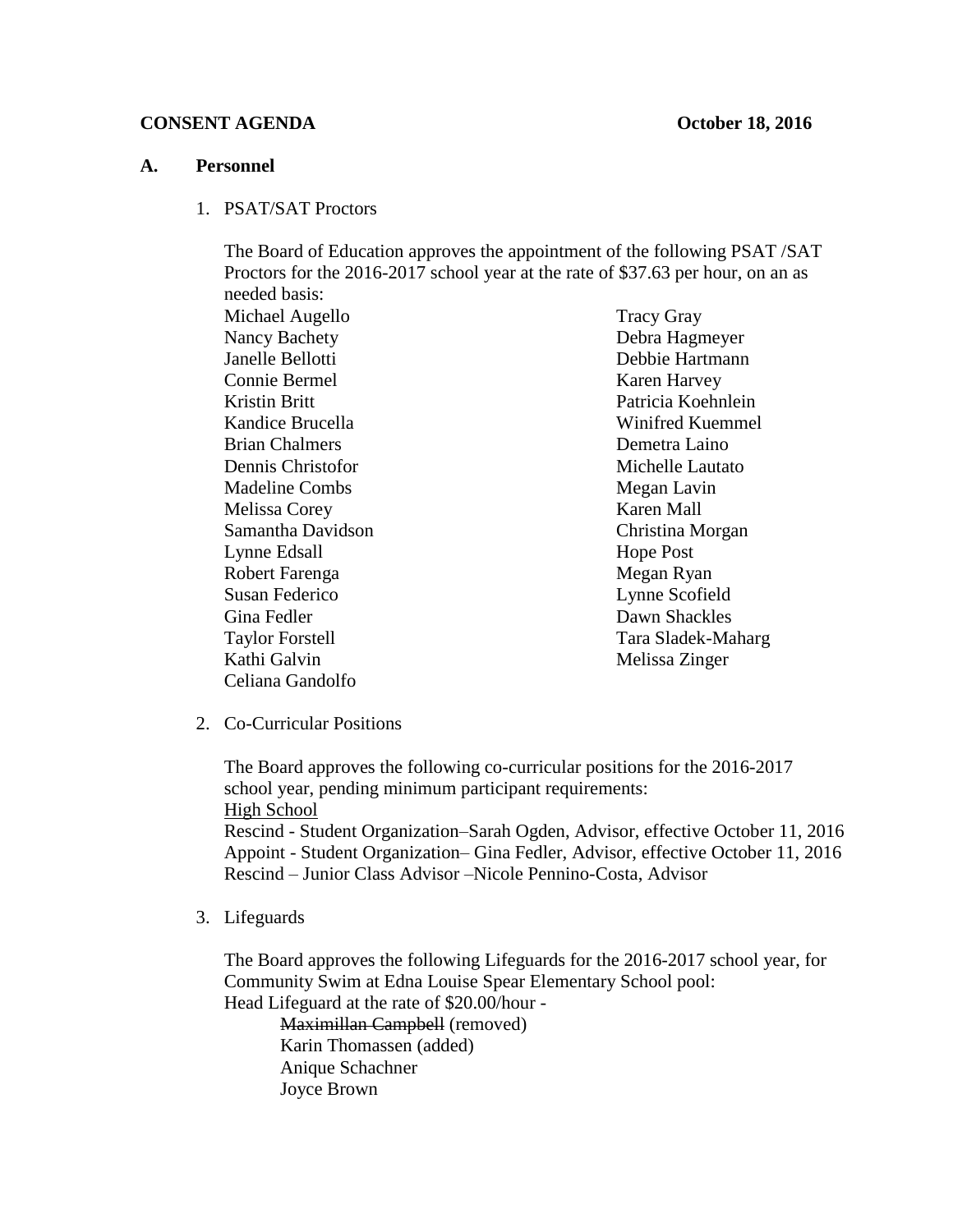**CONSENT AGENDA** **October 18, 2016**

**A. Personnel**

1. PSAT/SAT Proctors

The Board of Education approves the appointment of the following PSAT /SAT Proctors for the 2016-2017 school year at the rate of $37.63 per hour, on an as needed basis:

Michael Augello
Nancy Bachety
Janelle Bellotti
Connie Bermel
Kristin Britt
Kandice Brucella
Brian Chalmers
Dennis Christofor
Madeline Combs
Melissa Corey
Samantha Davidson
Lynne Edsall
Robert Farenga
Susan Federico
Gina Fedler
Taylor Forstell
Kathi Galvin
Celiana Gandolfo
Tracy Gray
Debra Hagmeyer
Debbie Hartmann
Karen Harvey
Patricia Koehnlein
Winifred Kuemmel
Demetra Laino
Michelle Lautato
Megan Lavin
Karen Mall
Christina Morgan
Hope Post
Megan Ryan
Lynne Scofield
Dawn Shackles
Tara Sladek-Maharg
Melissa Zinger

2. Co-Curricular Positions

The Board approves the following co-curricular positions for the 2016-2017 school year, pending minimum participant requirements:

<u>High School</u>

Rescind - Student Organization–Sarah Ogden, Advisor, effective October 11, 2016
Appoint - Student Organization– Gina Fedler, Advisor, effective October 11, 2016
Rescind – Junior Class Advisor –Nicole Pennino-Costa, Advisor

3. Lifeguards

The Board approves the following Lifeguards for the 2016-2017 school year, for Community Swim at Edna Louise Spear Elementary School pool:

Head Lifeguard at the rate of $20.00/hour -

~~Maximillan Campbell~~ (removed)
Karin Thomassen (added)
Anique Schachner
Joyce Brown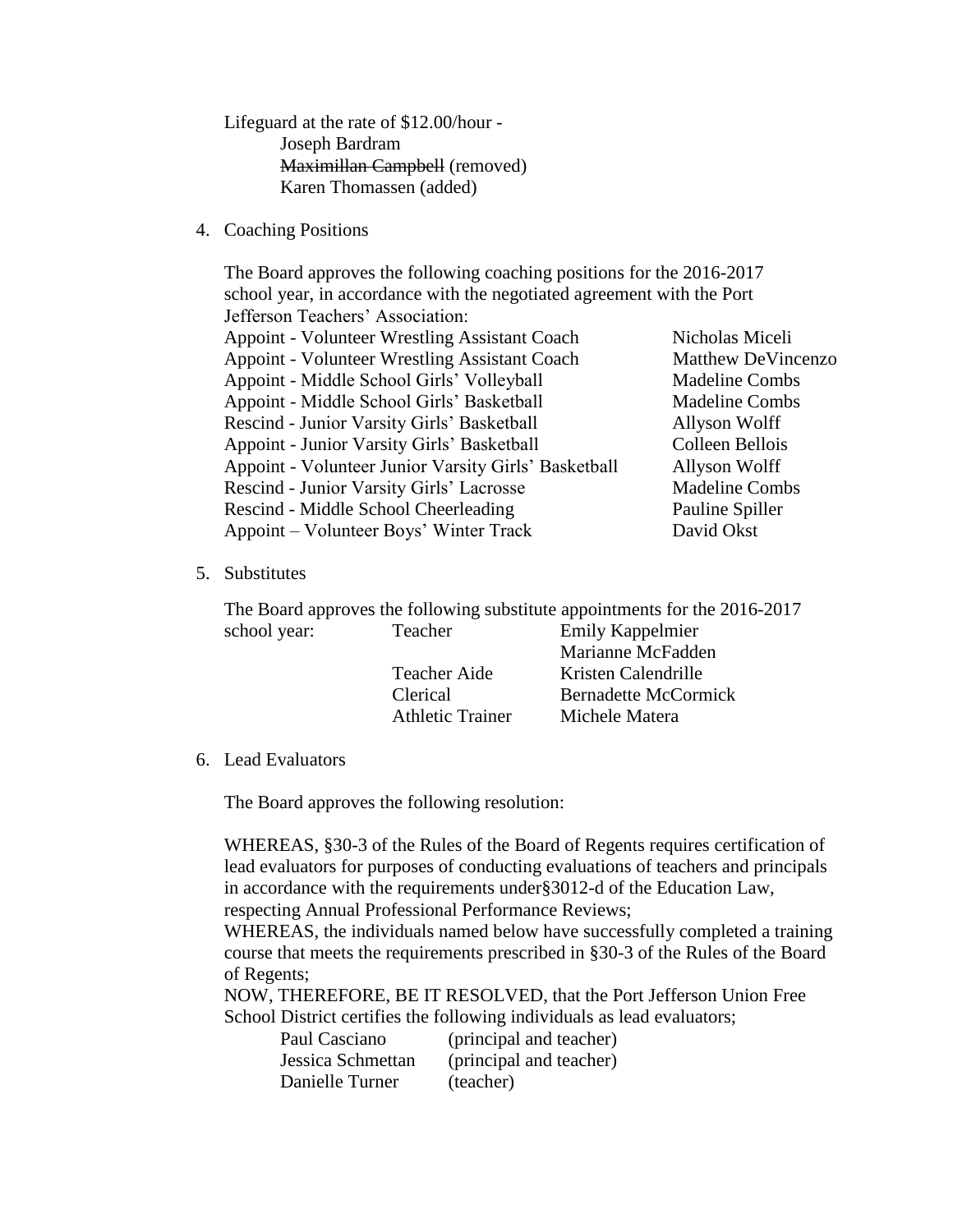Lifeguard at the rate of $12.00/hour -

Joseph Bardram
~~Maximillan Campbell~~ (removed)
Karen Thomassen (added)

4. Coaching Positions

The Board approves the following coaching positions for the 2016-2017 school year, in accordance with the negotiated agreement with the Port Jefferson Teachers' Association:

| | |
|---|---|
| Appoint - Volunteer Wrestling Assistant Coach | Nicholas Miceli |
| Appoint - Volunteer Wrestling Assistant Coach | Matthew DeVincenzo |
| Appoint - Middle School Girls' Volleyball | Madeline Combs |
| Appoint - Middle School Girls' Basketball | Madeline Combs |
| Rescind - Junior Varsity Girls' Basketball | Allyson Wolff |
| Appoint - Junior Varsity Girls' Basketball | Colleen Bellois |
| Appoint - Volunteer Junior Varsity Girls' Basketball | Allyson Wolff |
| Rescind - Junior Varsity Girls' Lacrosse | Madeline Combs |
| Rescind - Middle School Cheerleading | Pauline Spiller |
| Appoint – Volunteer Boys' Winter Track | David Okst |

5. Substitutes

The Board approves the following substitute appointments for the 2016-2017 school year:

| | |
|---|---|
| Teacher | Emily Kappelmier |
| | Marianne McFadden |
| Teacher Aide | Kristen Calendrille |
| Clerical | Bernadette McCormick |
| Athletic Trainer | Michele Matera |

6. Lead Evaluators

The Board approves the following resolution:

WHEREAS, §30-3 of the Rules of the Board of Regents requires certification of lead evaluators for purposes of conducting evaluations of teachers and principals in accordance with the requirements under§3012-d of the Education Law, respecting Annual Professional Performance Reviews;
WHEREAS, the individuals named below have successfully completed a training course that meets the requirements prescribed in §30-3 of the Rules of the Board of Regents;
NOW, THEREFORE, BE IT RESOLVED, that the Port Jefferson Union Free School District certifies the following individuals as lead evaluators;

| | |
|---|---|
| Paul Casciano | (principal and teacher) |
| Jessica Schmettan | (principal and teacher) |
| Danielle Turner | (teacher) |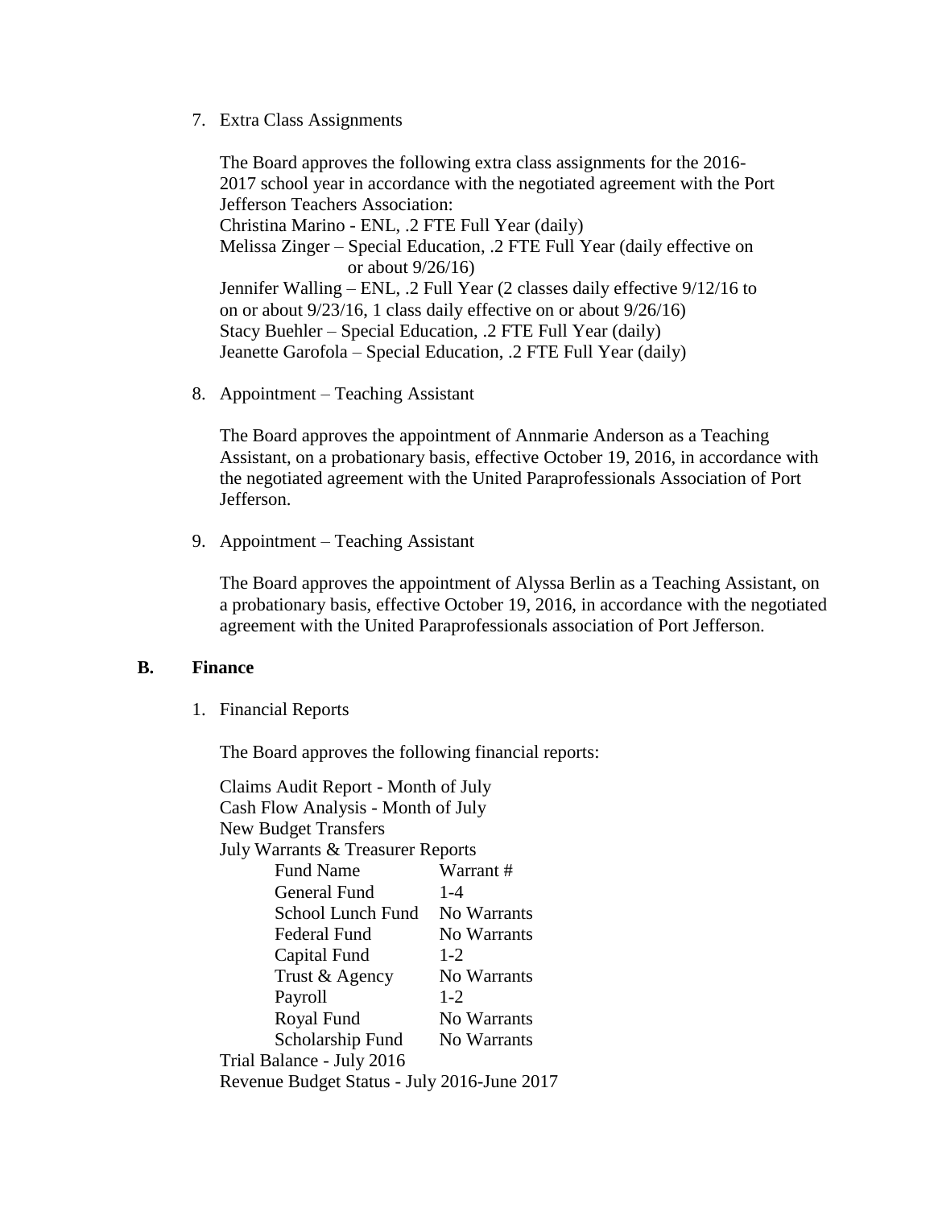7. Extra Class Assignments

   The Board approves the following extra class assignments for the 2016-2017 school year in accordance with the negotiated agreement with the Port Jefferson Teachers Association:
   Christina Marino - ENL, .2 FTE Full Year (daily)
   Melissa Zinger – Special Education, .2 FTE Full Year (daily effective on or about 9/26/16)
   Jennifer Walling – ENL, .2 Full Year (2 classes daily effective 9/12/16 to on or about 9/23/16, 1 class daily effective on or about 9/26/16)
   Stacy Buehler – Special Education, .2 FTE Full Year (daily)
   Jeanette Garofola – Special Education, .2 FTE Full Year (daily)

8. Appointment – Teaching Assistant

   The Board approves the appointment of Annmarie Anderson as a Teaching Assistant, on a probationary basis, effective October 19, 2016, in accordance with the negotiated agreement with the United Paraprofessionals Association of Port Jefferson.

9. Appointment – Teaching Assistant

   The Board approves the appointment of Alyssa Berlin as a Teaching Assistant, on a probationary basis, effective October 19, 2016, in accordance with the negotiated agreement with the United Paraprofessionals association of Port Jefferson.

**B. Finance**

1. Financial Reports

   The Board approves the following financial reports:

   Claims Audit Report - Month of July
   Cash Flow Analysis - Month of July
   New Budget Transfers
   July Warrants & Treasurer Reports

   | Fund Name | Warrant # |
   |---|---|
   | General Fund | 1-4 |
   | School Lunch Fund | No Warrants |
   | Federal Fund | No Warrants |
   | Capital Fund | 1-2 |
   | Trust & Agency | No Warrants |
   | Payroll | 1-2 |
   | Royal Fund | No Warrants |
   | Scholarship Fund | No Warrants |

   Trial Balance - July 2016
   Revenue Budget Status - July 2016-June 2017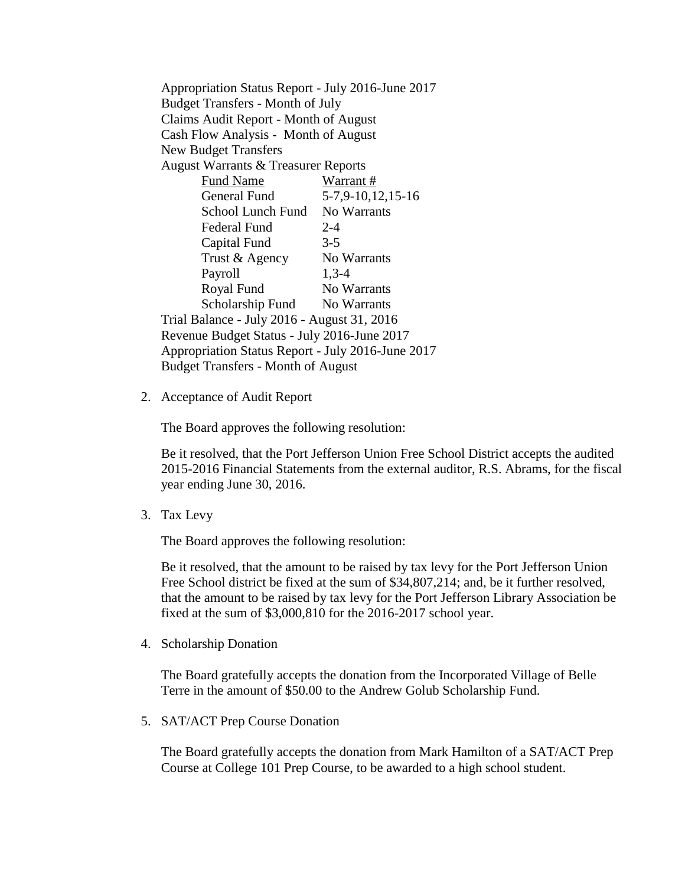Appropriation Status Report - July 2016-June 2017
Budget Transfers - Month of July
Claims Audit Report - Month of August
Cash Flow Analysis - Month of August
New Budget Transfers
August Warrants & Treasurer Reports

| Fund Name | Warrant # |
|---|---|
| General Fund | 5-7,9-10,12,15-16 |
| School Lunch Fund | No Warrants |
| Federal Fund | 2-4 |
| Capital Fund | 3-5 |
| Trust & Agency | No Warrants |
| Payroll | 1,3-4 |
| Royal Fund | No Warrants |
| Scholarship Fund | No Warrants |

Trial Balance - July 2016 - August 31, 2016
Revenue Budget Status - July 2016-June 2017
Appropriation Status Report - July 2016-June 2017
Budget Transfers - Month of August

2. Acceptance of Audit Report

   The Board approves the following resolution:

   Be it resolved, that the Port Jefferson Union Free School District accepts the audited 2015-2016 Financial Statements from the external auditor, R.S. Abrams, for the fiscal year ending June 30, 2016.

3. Tax Levy

   The Board approves the following resolution:

   Be it resolved, that the amount to be raised by tax levy for the Port Jefferson Union Free School district be fixed at the sum of $34,807,214; and, be it further resolved, that the amount to be raised by tax levy for the Port Jefferson Library Association be fixed at the sum of $3,000,810 for the 2016-2017 school year.

4. Scholarship Donation

   The Board gratefully accepts the donation from the Incorporated Village of Belle Terre in the amount of $50.00 to the Andrew Golub Scholarship Fund.

5. SAT/ACT Prep Course Donation

   The Board gratefully accepts the donation from Mark Hamilton of a SAT/ACT Prep Course at College 101 Prep Course, to be awarded to a high school student.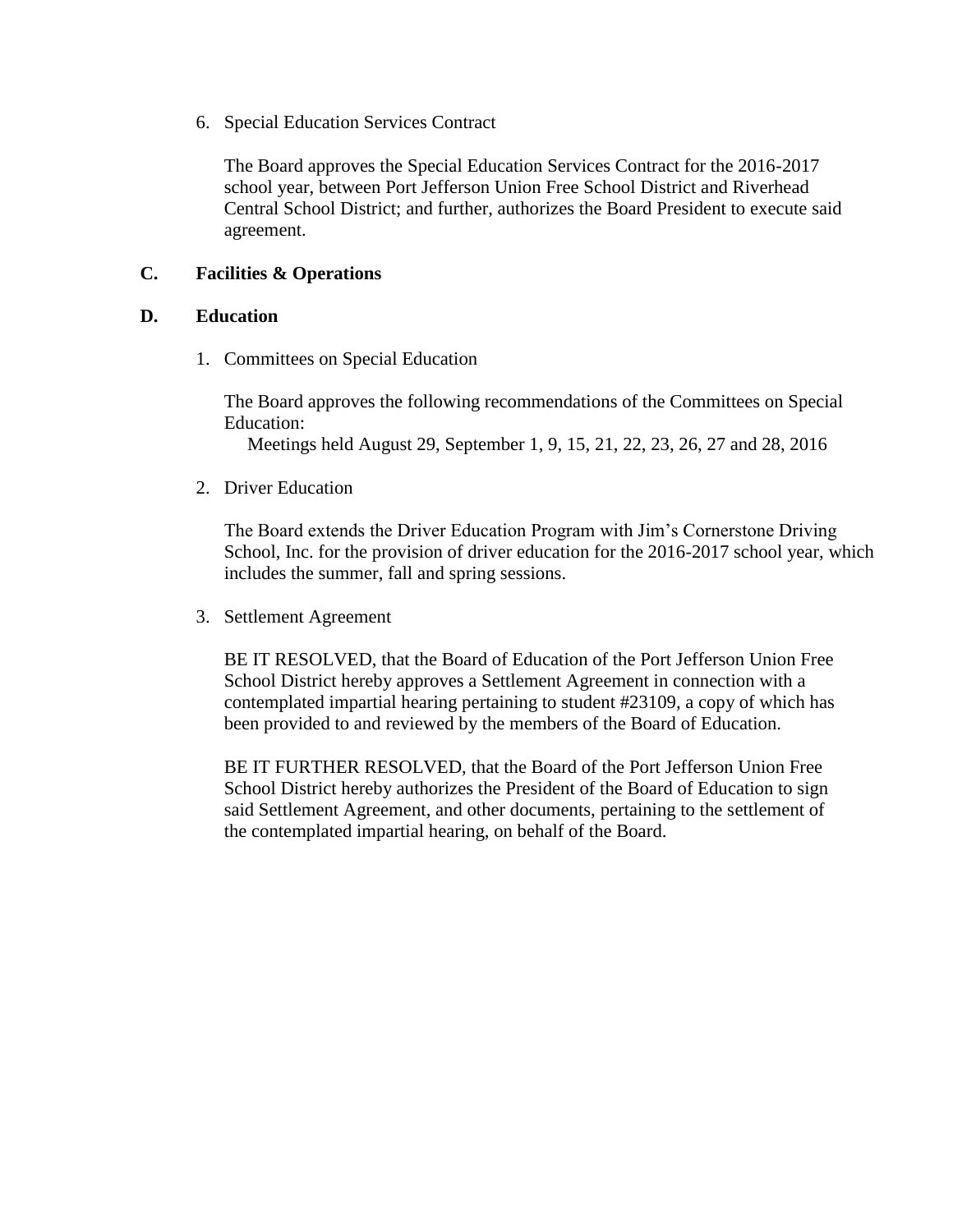6. Special Education Services Contract

   The Board approves the Special Education Services Contract for the 2016-2017 school year, between Port Jefferson Union Free School District and Riverhead Central School District; and further, authorizes the Board President to execute said agreement.

**C. Facilities & Operations**

**D. Education**

1. Committees on Special Education

   The Board approves the following recommendations of the Committees on Special Education:
   Meetings held August 29, September 1, 9, 15, 21, 22, 23, 26, 27 and 28, 2016

2. Driver Education

   The Board extends the Driver Education Program with Jim's Cornerstone Driving School, Inc. for the provision of driver education for the 2016-2017 school year, which includes the summer, fall and spring sessions.

3. Settlement Agreement

   BE IT RESOLVED, that the Board of Education of the Port Jefferson Union Free School District hereby approves a Settlement Agreement in connection with a contemplated impartial hearing pertaining to student #23109, a copy of which has been provided to and reviewed by the members of the Board of Education.

   BE IT FURTHER RESOLVED, that the Board of the Port Jefferson Union Free School District hereby authorizes the President of the Board of Education to sign said Settlement Agreement, and other documents, pertaining to the settlement of the contemplated impartial hearing, on behalf of the Board.